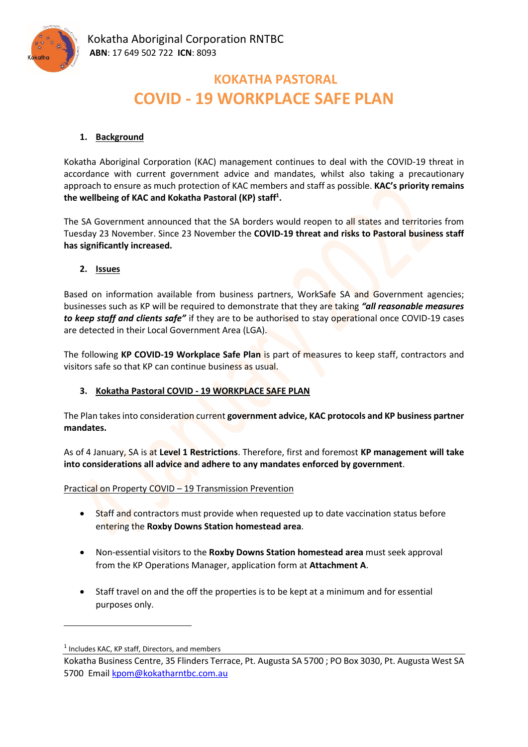Kokatha Aboriginal Corporation RNTBC
**ABN**: 17 649 502 722 **ICN**: 8093

# KOKATHA PASTORAL
# COVID - 19 WORKPLACE SAFE PLAN

## 1. Background

Kokatha Aboriginal Corporation (KAC) management continues to deal with the COVID-19 threat in accordance with current government advice and mandates, whilst also taking a precautionary approach to ensure as much protection of KAC members and staff as possible. **KAC's priority remains the wellbeing of KAC and Kokatha Pastoral (KP) staff[1].**

The SA Government announced that the SA borders would reopen to all states and territories from Tuesday 23 November. Since 23 November the **COVID-19 threat and risks to Pastoral business staff has significantly increased.**

## 2. Issues

Based on information available from business partners, WorkSafe SA and Government agencies; businesses such as KP will be required to demonstrate that they are taking ***"all reasonable measures to keep staff and clients safe"*** if they are to be authorised to stay operational once COVID-19 cases are detected in their Local Government Area (LGA).

The following **KP COVID-19 Workplace Safe Plan** is part of measures to keep staff, contractors and visitors safe so that KP can continue business as usual.

## 3. Kokatha Pastoral COVID - 19 WORKPLACE SAFE PLAN

The Plan takes into consideration current **government advice, KAC protocols and KP business partner mandates.**

As of 4 January, SA is at **Level 1 Restrictions**. Therefore, first and foremost **KP management will take into considerations all advice and adhere to any mandates enforced by government**.

Practical on Property COVID – 19 Transmission Prevention

- Staff and contractors must provide when requested up to date vaccination status before entering the **Roxby Downs Station homestead area**.
- Non-essential visitors to the **Roxby Downs Station homestead area** must seek approval from the KP Operations Manager, application form at **Attachment A**.
- Staff travel on and the off the properties is to be kept at a minimum and for essential purposes only.

---

[1] Includes KAC, KP staff, Directors, and members

Kokatha Business Centre, 35 Flinders Terrace, Pt. Augusta SA 5700 ; PO Box 3030, Pt. Augusta West SA 5700 Email kpom@kokatharntbc.com.au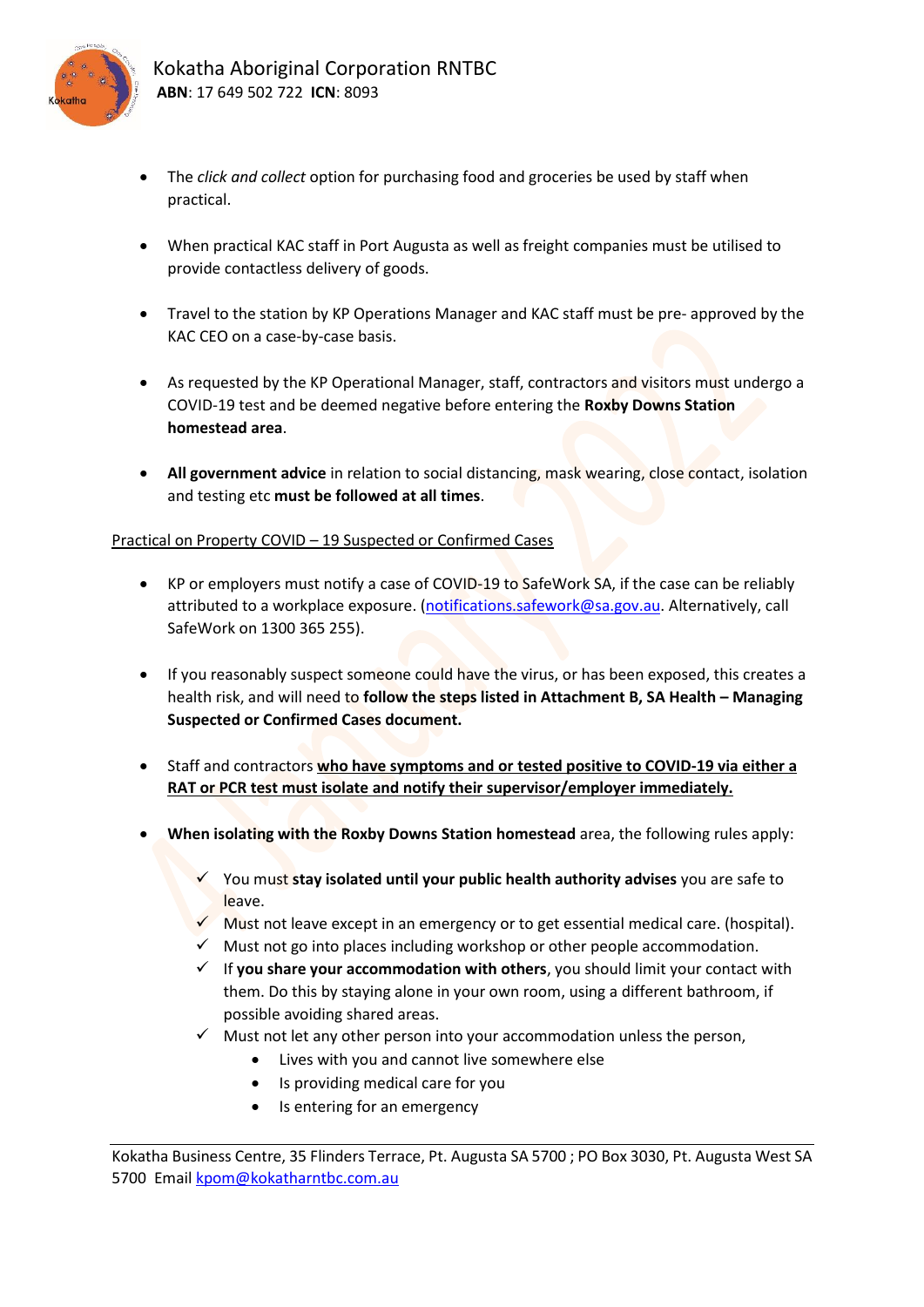- The *click and collect* option for purchasing food and groceries be used by staff when practical.

- When practical KAC staff in Port Augusta as well as freight companies must be utilised to provide contactless delivery of goods.

- Travel to the station by KP Operations Manager and KAC staff must be pre- approved by the KAC CEO on a case-by-case basis.

- As requested by the KP Operational Manager, staff, contractors and visitors must undergo a COVID-19 test and be deemed negative before entering the **Roxby Downs Station homestead area**.

- **All government advice** in relation to social distancing, mask wearing, close contact, isolation and testing etc **must be followed at all times**.

<u>Practical on Property COVID – 19 Suspected or Confirmed Cases</u>

- KP or employers must notify a case of COVID-19 to SafeWork SA, if the case can be reliably attributed to a workplace exposure. (notifications.safework@sa.gov.au. Alternatively, call SafeWork on 1300 365 255).

- If you reasonably suspect someone could have the virus, or has been exposed, this creates a health risk, and will need to **follow the steps listed in Attachment B, SA Health – Managing Suspected or Confirmed Cases document.**

- Staff and contractors **<u>who have symptoms and or tested positive to COVID-19 via either a RAT or PCR test must isolate and notify their supervisor/employer immediately.</u>**

- **When isolating with the Roxby Downs Station homestead** area, the following rules apply:
  - ✓ You must **stay isolated until your public health authority advises** you are safe to leave.
  - ✓ Must not leave except in an emergency or to get essential medical care. (hospital).
  - ✓ Must not go into places including workshop or other people accommodation.
  - ✓ If **you share your accommodation with others**, you should limit your contact with them. Do this by staying alone in your own room, using a different bathroom, if possible avoiding shared areas.
  - ✓ Must not let any other person into your accommodation unless the person,
    - Lives with you and cannot live somewhere else
    - Is providing medical care for you
    - Is entering for an emergency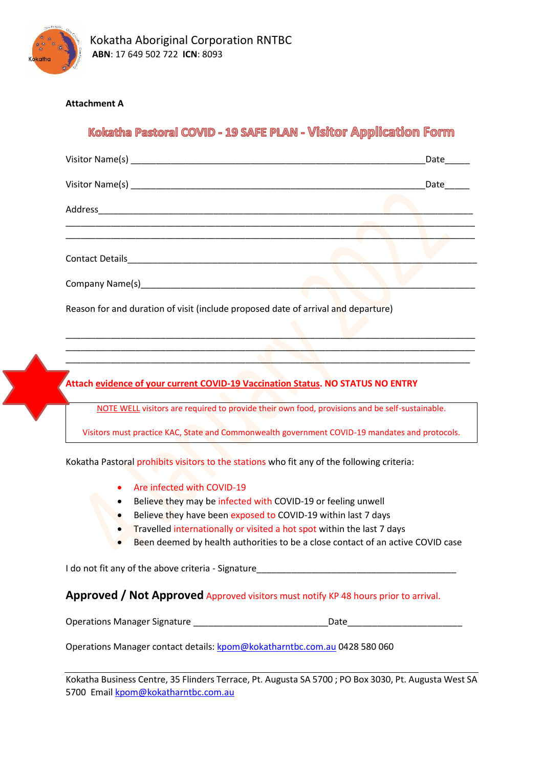Kokatha Aboriginal Corporation RNTBC
**ABN**: 17 649 502 722 **ICN**: 8093

**Attachment A**

## Kokatha Pastoral COVID - 19 SAFE PLAN - Visitor Application Form

Visitor Name(s) ____________________________________________________________Date_____

Visitor Name(s) ____________________________________________________________Date_____

Address_____________________________________________________________________________
_____________________________________________________________________________________
_____________________________________________________________________________________

Contact Details_______________________________________________________________________

Company Name(s)_____________________________________________________________________

Reason for and duration of visit (include proposed date of arrival and departure)

_____________________________________________________________________________________
_____________________________________________________________________________________
_____________________________________________________________________________________

**Attach evidence of your current COVID-19 Vaccination Status. NO STATUS NO ENTRY**

NOTE WELL visitors are required to provide their own food, provisions and be self-sustainable.

Visitors must practice KAC, State and Commonwealth government COVID-19 mandates and protocols.

Kokatha Pastoral prohibits visitors to the stations who fit any of the following criteria:

- Are infected with COVID-19
- Believe they may be infected with COVID-19 or feeling unwell
- Believe they have been exposed to COVID-19 within last 7 days
- Travelled internationally or visited a hot spot within the last 7 days
- Been deemed by health authorities to be a close contact of an active COVID case

I do not fit any of the above criteria - Signature_________________________________________

**Approved / Not Approved** Approved visitors must notify KP 48 hours prior to arrival.

Operations Manager Signature ___________________________Date_______________________

Operations Manager contact details: kpom@kokatharntbc.com.au 0428 580 060

Kokatha Business Centre, 35 Flinders Terrace, Pt. Augusta SA 5700 ; PO Box 3030, Pt. Augusta West SA 5700 Email kpom@kokatharntbc.com.au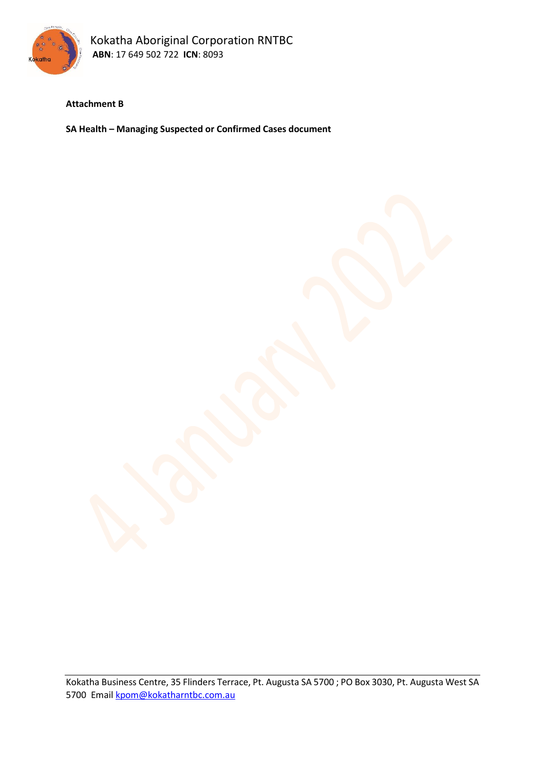**Attachment B**

**SA Health – Managing Suspected or Confirmed Cases document**